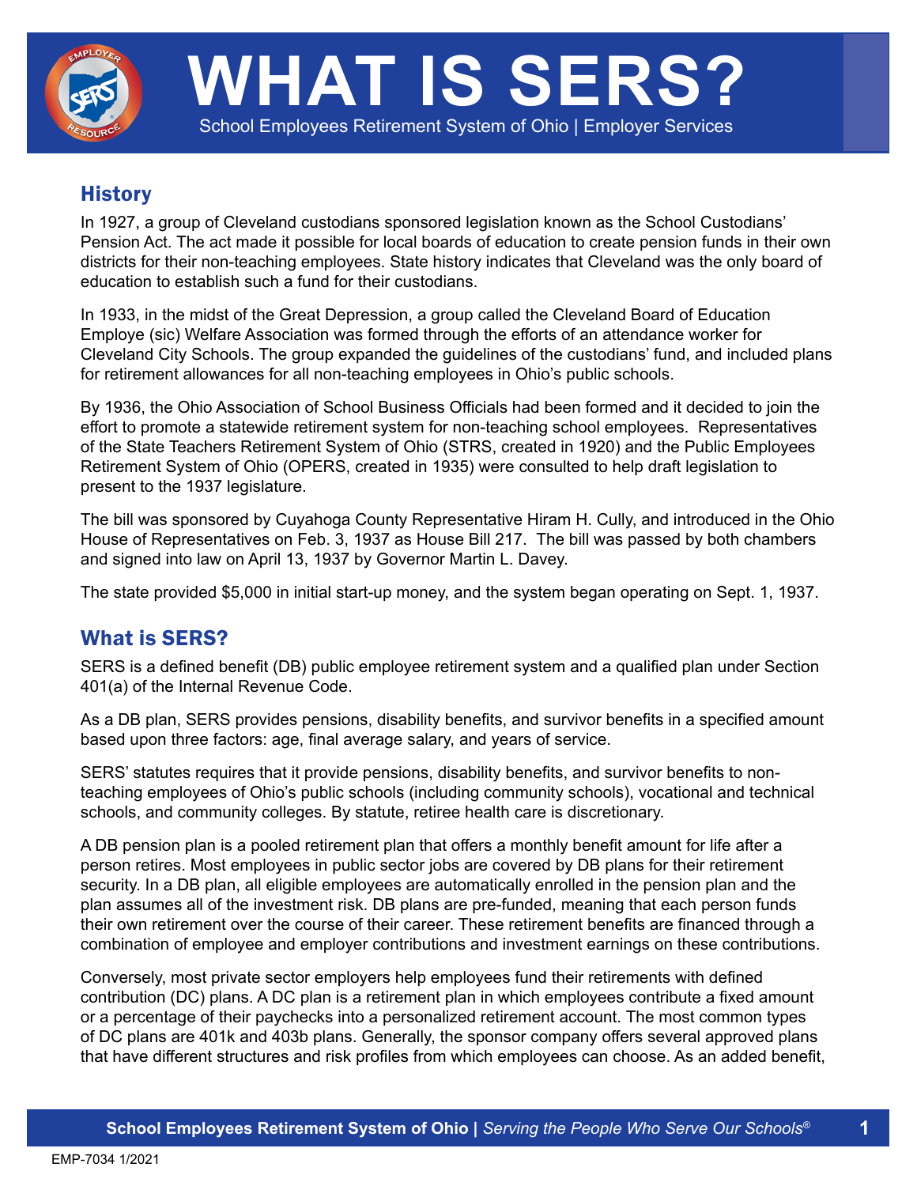# WHAT IS SERS?

School Employees Retirement System of Ohio | Employer Services

## History

In 1927, a group of Cleveland custodians sponsored legislation known as the School Custodians' Pension Act. The act made it possible for local boards of education to create pension funds in their own districts for their non-teaching employees. State history indicates that Cleveland was the only board of education to establish such a fund for their custodians.

In 1933, in the midst of the Great Depression, a group called the Cleveland Board of Education Employe (sic) Welfare Association was formed through the efforts of an attendance worker for Cleveland City Schools. The group expanded the guidelines of the custodians' fund, and included plans for retirement allowances for all non-teaching employees in Ohio's public schools.

By 1936, the Ohio Association of School Business Officials had been formed and it decided to join the effort to promote a statewide retirement system for non-teaching school employees. Representatives of the State Teachers Retirement System of Ohio (STRS, created in 1920) and the Public Employees Retirement System of Ohio (OPERS, created in 1935) were consulted to help draft legislation to present to the 1937 legislature.

The bill was sponsored by Cuyahoga County Representative Hiram H. Cully, and introduced in the Ohio House of Representatives on Feb. 3, 1937 as House Bill 217. The bill was passed by both chambers and signed into law on April 13, 1937 by Governor Martin L. Davey.

The state provided $5,000 in initial start-up money, and the system began operating on Sept. 1, 1937.

## What is SERS?

SERS is a defined benefit (DB) public employee retirement system and a qualified plan under Section 401(a) of the Internal Revenue Code.

As a DB plan, SERS provides pensions, disability benefits, and survivor benefits in a specified amount based upon three factors: age, final average salary, and years of service.

SERS' statutes requires that it provide pensions, disability benefits, and survivor benefits to non-teaching employees of Ohio's public schools (including community schools), vocational and technical schools, and community colleges. By statute, retiree health care is discretionary.

A DB pension plan is a pooled retirement plan that offers a monthly benefit amount for life after a person retires. Most employees in public sector jobs are covered by DB plans for their retirement security. In a DB plan, all eligible employees are automatically enrolled in the pension plan and the plan assumes all of the investment risk. DB plans are pre-funded, meaning that each person funds their own retirement over the course of their career. These retirement benefits are financed through a combination of employee and employer contributions and investment earnings on these contributions.

Conversely, most private sector employers help employees fund their retirements with defined contribution (DC) plans. A DC plan is a retirement plan in which employees contribute a fixed amount or a percentage of their paychecks into a personalized retirement account. The most common types of DC plans are 401k and 403b plans. Generally, the sponsor company offers several approved plans that have different structures and risk profiles from which employees can choose. As an added benefit,

EMP-7034 1/2021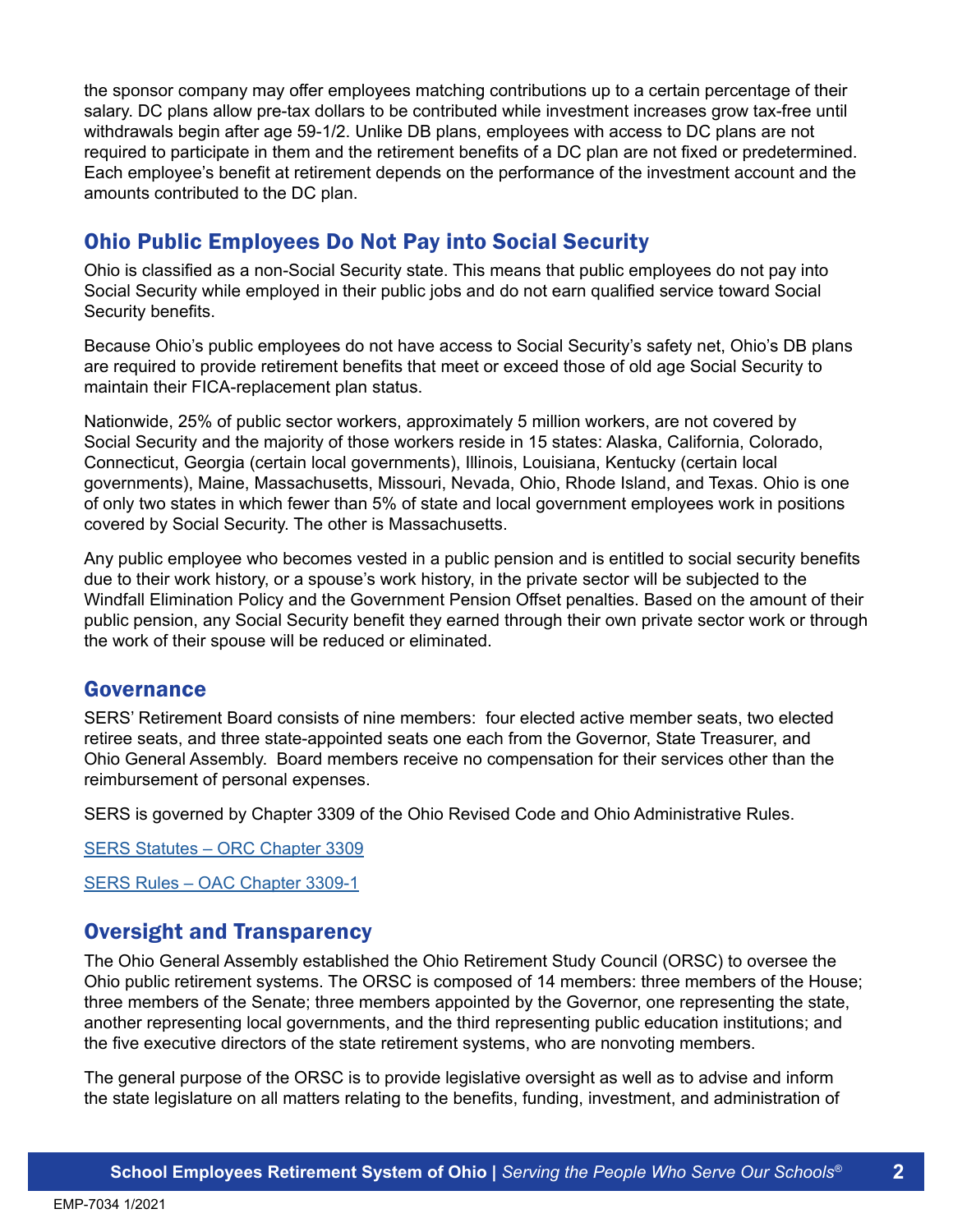the sponsor company may offer employees matching contributions up to a certain percentage of their salary. DC plans allow pre-tax dollars to be contributed while investment increases grow tax-free until withdrawals begin after age 59-1/2. Unlike DB plans, employees with access to DC plans are not required to participate in them and the retirement benefits of a DC plan are not fixed or predetermined. Each employee's benefit at retirement depends on the performance of the investment account and the amounts contributed to the DC plan.

## Ohio Public Employees Do Not Pay into Social Security

Ohio is classified as a non-Social Security state. This means that public employees do not pay into Social Security while employed in their public jobs and do not earn qualified service toward Social Security benefits.

Because Ohio's public employees do not have access to Social Security's safety net, Ohio's DB plans are required to provide retirement benefits that meet or exceed those of old age Social Security to maintain their FICA-replacement plan status.

Nationwide, 25% of public sector workers, approximately 5 million workers, are not covered by Social Security and the majority of those workers reside in 15 states: Alaska, California, Colorado, Connecticut, Georgia (certain local governments), Illinois, Louisiana, Kentucky (certain local governments), Maine, Massachusetts, Missouri, Nevada, Ohio, Rhode Island, and Texas. Ohio is one of only two states in which fewer than 5% of state and local government employees work in positions covered by Social Security. The other is Massachusetts.

Any public employee who becomes vested in a public pension and is entitled to social security benefits due to their work history, or a spouse's work history, in the private sector will be subjected to the Windfall Elimination Policy and the Government Pension Offset penalties. Based on the amount of their public pension, any Social Security benefit they earned through their own private sector work or through the work of their spouse will be reduced or eliminated.

## Governance

SERS' Retirement Board consists of nine members: four elected active member seats, two elected retiree seats, and three state-appointed seats one each from the Governor, State Treasurer, and Ohio General Assembly. Board members receive no compensation for their services other than the reimbursement of personal expenses.

SERS is governed by Chapter 3309 of the Ohio Revised Code and Ohio Administrative Rules.

SERS Statutes – ORC Chapter 3309

SERS Rules – OAC Chapter 3309-1

## Oversight and Transparency

The Ohio General Assembly established the Ohio Retirement Study Council (ORSC) to oversee the Ohio public retirement systems. The ORSC is composed of 14 members: three members of the House; three members of the Senate; three members appointed by the Governor, one representing the state, another representing local governments, and the third representing public education institutions; and the five executive directors of the state retirement systems, who are nonvoting members.

The general purpose of the ORSC is to provide legislative oversight as well as to advise and inform the state legislature on all matters relating to the benefits, funding, investment, and administration of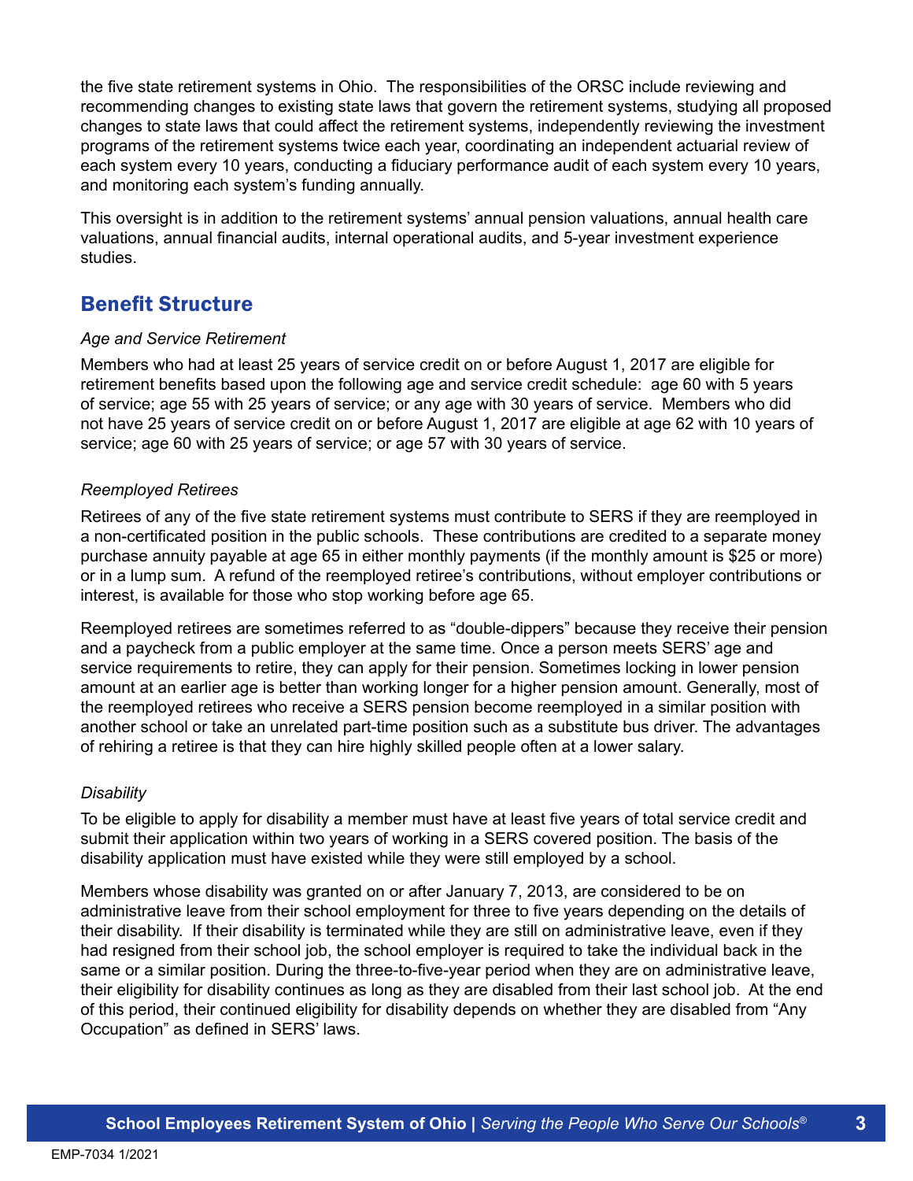the five state retirement systems in Ohio. The responsibilities of the ORSC include reviewing and recommending changes to existing state laws that govern the retirement systems, studying all proposed changes to state laws that could affect the retirement systems, independently reviewing the investment programs of the retirement systems twice each year, coordinating an independent actuarial review of each system every 10 years, conducting a fiduciary performance audit of each system every 10 years, and monitoring each system's funding annually.

This oversight is in addition to the retirement systems' annual pension valuations, annual health care valuations, annual financial audits, internal operational audits, and 5-year investment experience studies.

## Benefit Structure

*Age and Service Retirement*

Members who had at least 25 years of service credit on or before August 1, 2017 are eligible for retirement benefits based upon the following age and service credit schedule: age 60 with 5 years of service; age 55 with 25 years of service; or any age with 30 years of service. Members who did not have 25 years of service credit on or before August 1, 2017 are eligible at age 62 with 10 years of service; age 60 with 25 years of service; or age 57 with 30 years of service.

*Reemployed Retirees*

Retirees of any of the five state retirement systems must contribute to SERS if they are reemployed in a non-certificated position in the public schools. These contributions are credited to a separate money purchase annuity payable at age 65 in either monthly payments (if the monthly amount is $25 or more) or in a lump sum. A refund of the reemployed retiree's contributions, without employer contributions or interest, is available for those who stop working before age 65.

Reemployed retirees are sometimes referred to as "double-dippers" because they receive their pension and a paycheck from a public employer at the same time. Once a person meets SERS' age and service requirements to retire, they can apply for their pension. Sometimes locking in lower pension amount at an earlier age is better than working longer for a higher pension amount. Generally, most of the reemployed retirees who receive a SERS pension become reemployed in a similar position with another school or take an unrelated part-time position such as a substitute bus driver. The advantages of rehiring a retiree is that they can hire highly skilled people often at a lower salary.

*Disability*

To be eligible to apply for disability a member must have at least five years of total service credit and submit their application within two years of working in a SERS covered position. The basis of the disability application must have existed while they were still employed by a school.

Members whose disability was granted on or after January 7, 2013, are considered to be on administrative leave from their school employment for three to five years depending on the details of their disability. If their disability is terminated while they are still on administrative leave, even if they had resigned from their school job, the school employer is required to take the individual back in the same or a similar position. During the three-to-five-year period when they are on administrative leave, their eligibility for disability continues as long as they are disabled from their last school job. At the end of this period, their continued eligibility for disability depends on whether they are disabled from "Any Occupation" as defined in SERS' laws.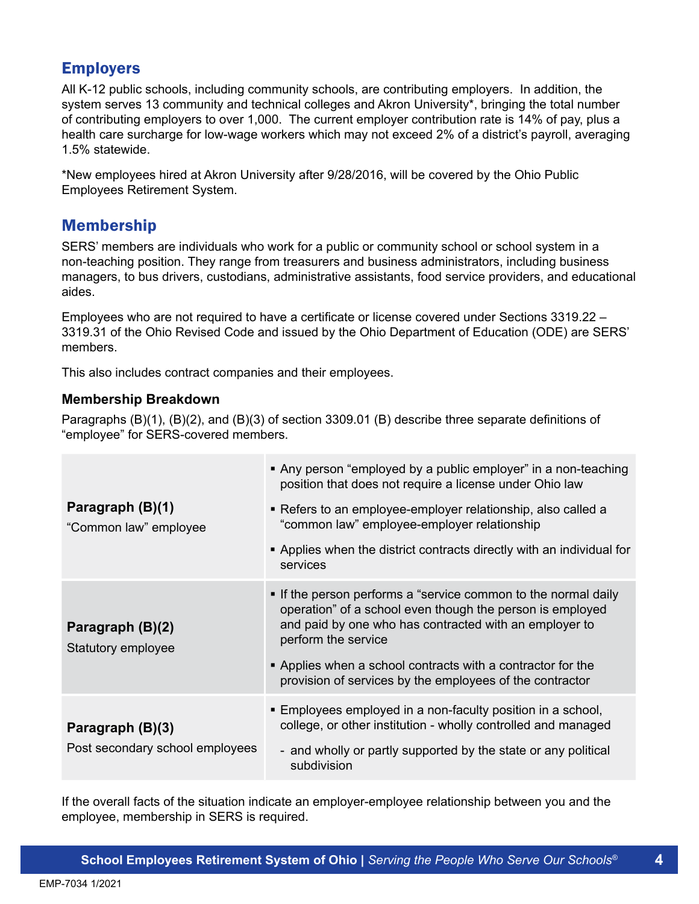## Employers

All K-12 public schools, including community schools, are contributing employers. In addition, the system serves 13 community and technical colleges and Akron University*, bringing the total number of contributing employers to over 1,000. The current employer contribution rate is 14% of pay, plus a health care surcharge for low-wage workers which may not exceed 2% of a district's payroll, averaging 1.5% statewide.

*New employees hired at Akron University after 9/28/2016, will be covered by the Ohio Public Employees Retirement System.

## Membership

SERS' members are individuals who work for a public or community school or school system in a non-teaching position. They range from treasurers and business administrators, including business managers, to bus drivers, custodians, administrative assistants, food service providers, and educational aides.

Employees who are not required to have a certificate or license covered under Sections 3319.22 – 3319.31 of the Ohio Revised Code and issued by the Ohio Department of Education (ODE) are SERS' members.

This also includes contract companies and their employees.

### Membership Breakdown

Paragraphs (B)(1), (B)(2), and (B)(3) of section 3309.01 (B) describe three separate definitions of "employee" for SERS-covered members.

| | |
|---|---|
| **Paragraph (B)(1)**<br>"Common law" employee | ▪ Any person "employed by a public employer" in a non-teaching position that does not require a license under Ohio law<br>▪ Refers to an employee-employer relationship, also called a "common law" employee-employer relationship<br>▪ Applies when the district contracts directly with an individual for services |
| **Paragraph (B)(2)**<br>Statutory employee | ▪ If the person performs a "service common to the normal daily operation" of a school even though the person is employed and paid by one who has contracted with an employer to perform the service<br>▪ Applies when a school contracts with a contractor for the provision of services by the employees of the contractor |
| **Paragraph (B)(3)**<br>Post secondary school employees | ▪ Employees employed in a non-faculty position in a school, college, or other institution - wholly controlled and managed<br>- and wholly or partly supported by the state or any political subdivision |

If the overall facts of the situation indicate an employer-employee relationship* between you and the employee, membership in SERS is required.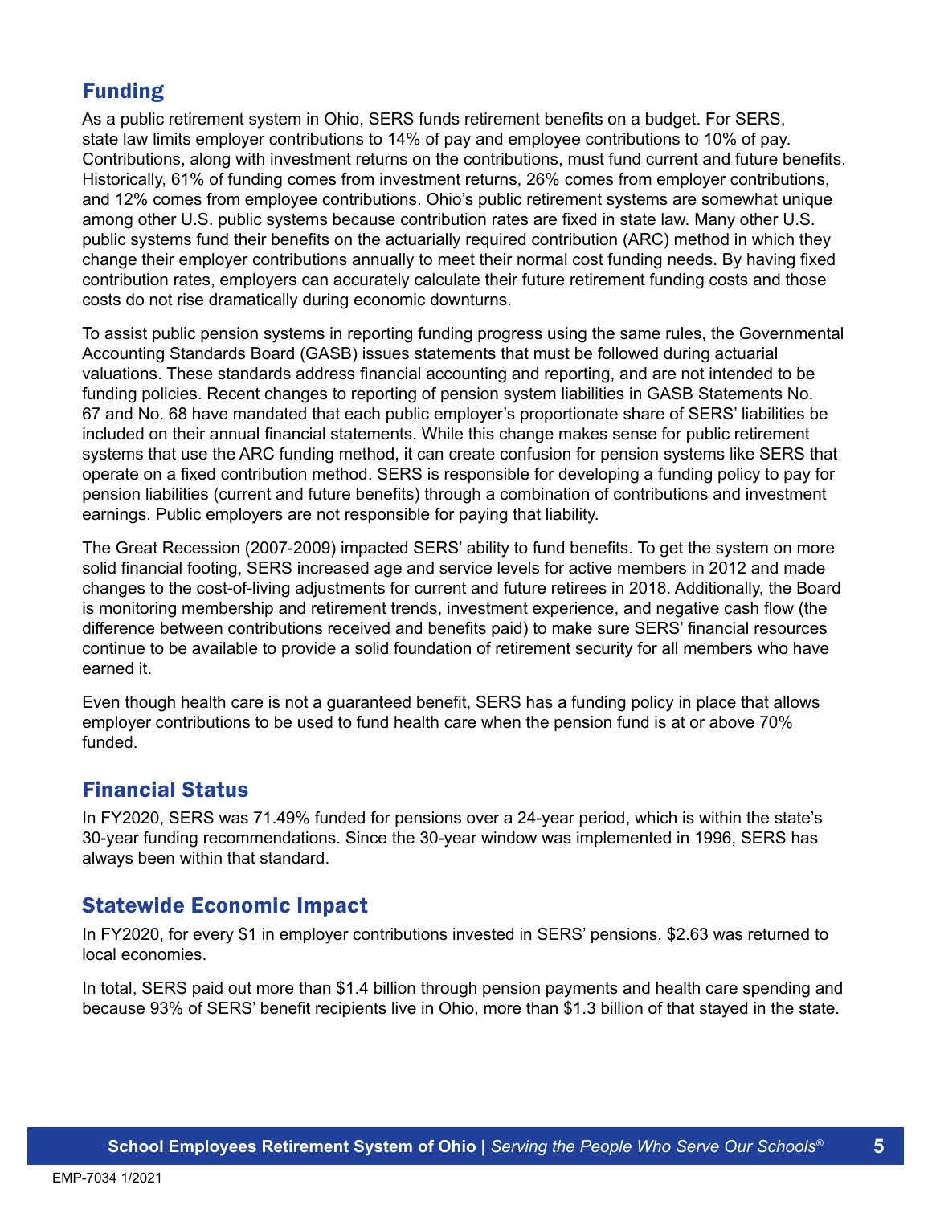## Funding

As a public retirement system in Ohio, SERS funds retirement benefits on a budget. For SERS, state law limits employer contributions to 14% of pay and employee contributions to 10% of pay. Contributions, along with investment returns on the contributions, must fund current and future benefits. Historically, 61% of funding comes from investment returns, 26% comes from employer contributions, and 12% comes from employee contributions. Ohio's public retirement systems are somewhat unique among other U.S. public systems because contribution rates are fixed in state law. Many other U.S. public systems fund their benefits on the actuarially required contribution (ARC) method in which they change their employer contributions annually to meet their normal cost funding needs. By having fixed contribution rates, employers can accurately calculate their future retirement funding costs and those costs do not rise dramatically during economic downturns.

To assist public pension systems in reporting funding progress using the same rules, the Governmental Accounting Standards Board (GASB) issues statements that must be followed during actuarial valuations. These standards address financial accounting and reporting, and are not intended to be funding policies. Recent changes to reporting of pension system liabilities in GASB Statements No. 67 and No. 68 have mandated that each public employer's proportionate share of SERS' liabilities be included on their annual financial statements. While this change makes sense for public retirement systems that use the ARC funding method, it can create confusion for pension systems like SERS that operate on a fixed contribution method. SERS is responsible for developing a funding policy to pay for pension liabilities (current and future benefits) through a combination of contributions and investment earnings. Public employers are not responsible for paying that liability.

The Great Recession (2007-2009) impacted SERS' ability to fund benefits. To get the system on more solid financial footing, SERS increased age and service levels for active members in 2012 and made changes to the cost-of-living adjustments for current and future retirees in 2018. Additionally, the Board is monitoring membership and retirement trends, investment experience, and negative cash flow (the difference between contributions received and benefits paid) to make sure SERS' financial resources continue to be available to provide a solid foundation of retirement security for all members who have earned it.

Even though health care is not a guaranteed benefit, SERS has a funding policy in place that allows employer contributions to be used to fund health care when the pension fund is at or above 70% funded.

## Financial Status

In FY2020, SERS was 71.49% funded for pensions over a 24-year period, which is within the state's 30-year funding recommendations. Since the 30-year window was implemented in 1996, SERS has always been within that standard.

## Statewide Economic Impact

In FY2020, for every $1 in employer contributions invested in SERS' pensions, $2.63 was returned to local economies.

In total, SERS paid out more than $1.4 billion through pension payments and health care spending and because 93% of SERS' benefit recipients live in Ohio, more than $1.3 billion of that stayed in the state.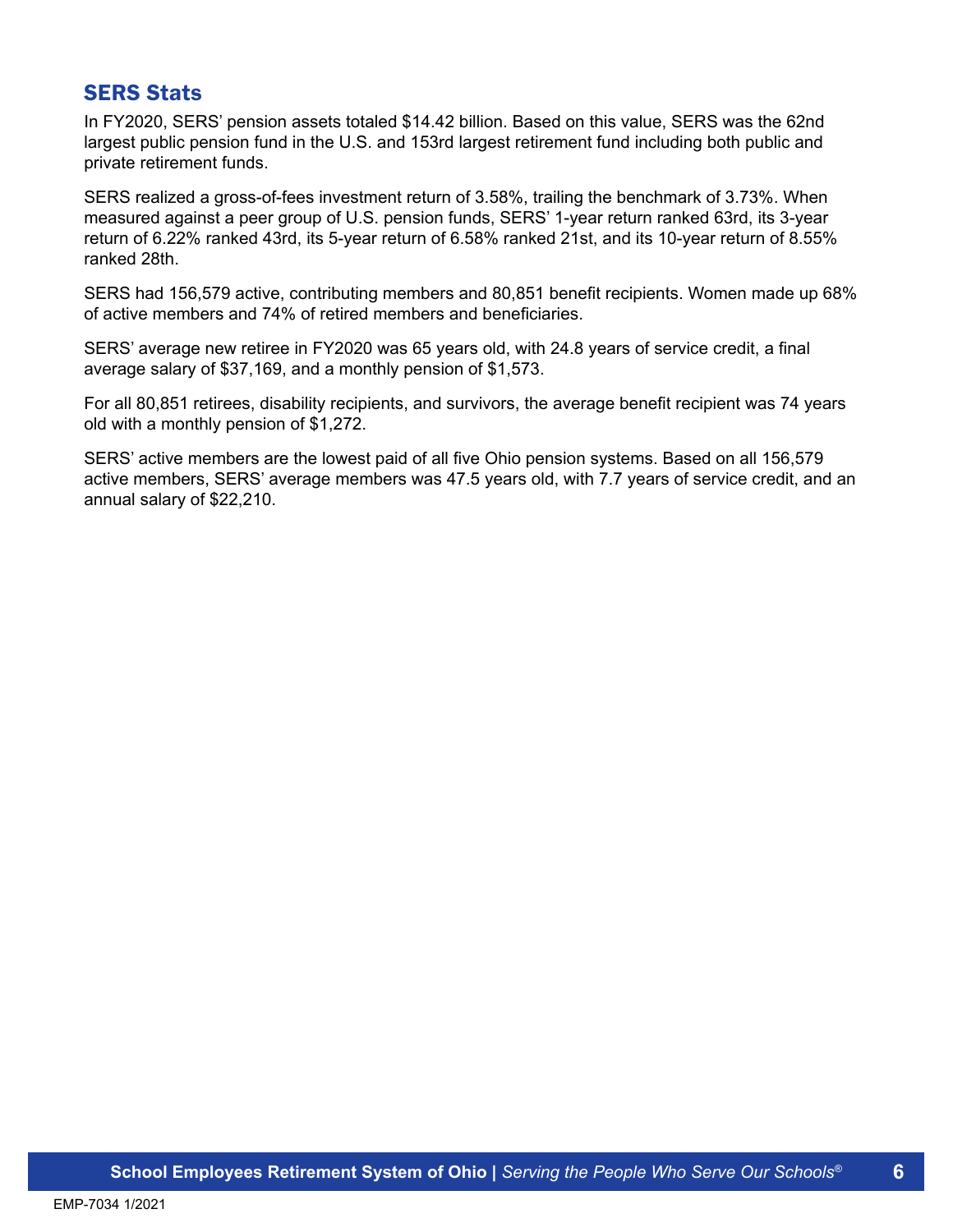## SERS Stats

In FY2020, SERS' pension assets totaled $14.42 billion. Based on this value, SERS was the 62nd largest public pension fund in the U.S. and 153rd largest retirement fund including both public and private retirement funds.

SERS realized a gross-of-fees investment return of 3.58%, trailing the benchmark of 3.73%. When measured against a peer group of U.S. pension funds, SERS' 1-year return ranked 63rd, its 3-year return of 6.22% ranked 43rd, its 5-year return of 6.58% ranked 21st, and its 10-year return of 8.55% ranked 28th.

SERS had 156,579 active, contributing members and 80,851 benefit recipients. Women made up 68% of active members and 74% of retired members and beneficiaries.

SERS' average new retiree in FY2020 was 65 years old, with 24.8 years of service credit, a final average salary of $37,169, and a monthly pension of $1,573.

For all 80,851 retirees, disability recipients, and survivors, the average benefit recipient was 74 years old with a monthly pension of $1,272.

SERS' active members are the lowest paid of all five Ohio pension systems. Based on all 156,579 active members, SERS' average members was 47.5 years old, with 7.7 years of service credit, and an annual salary of $22,210.

EMP-7034 1/2021